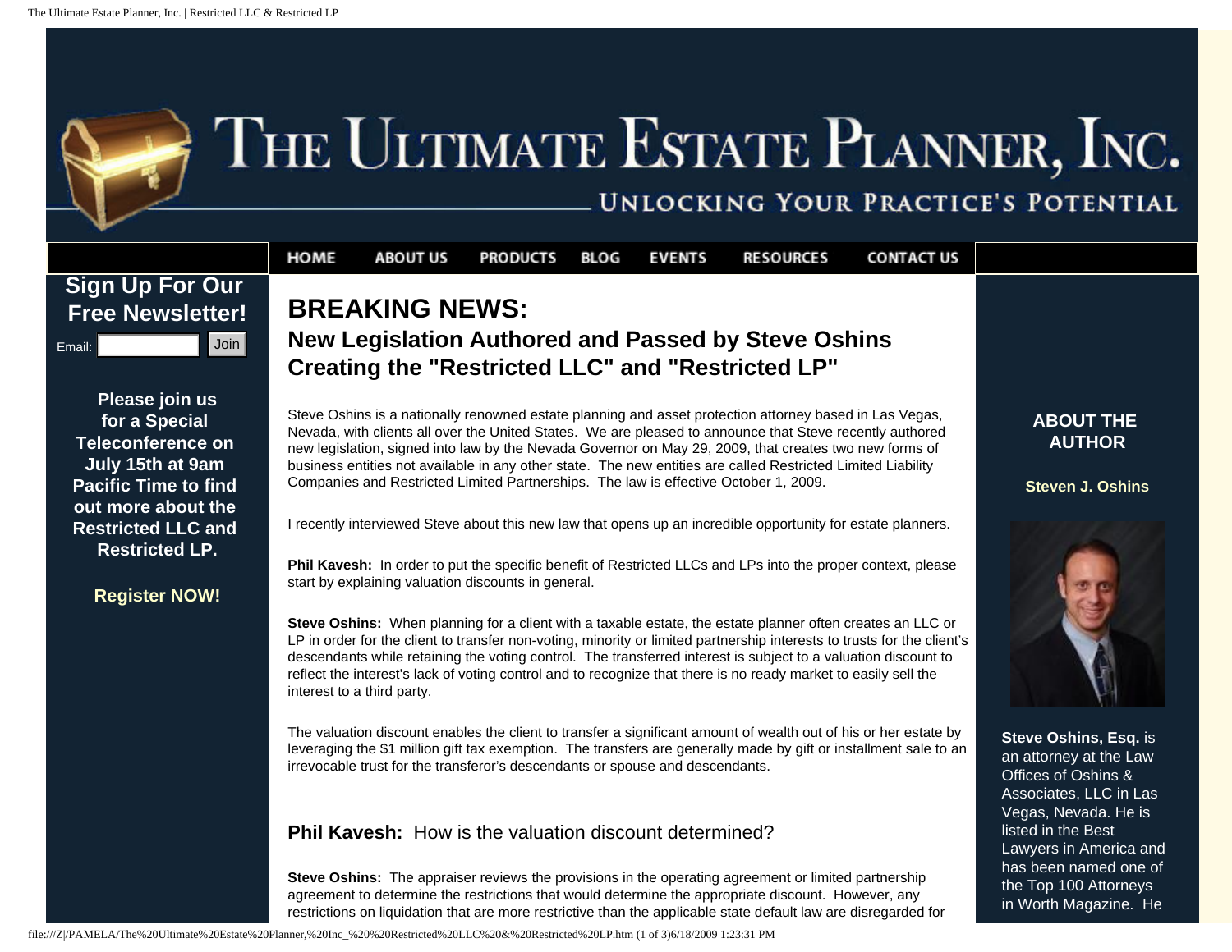# The Ultimate Estate Planner, Inc.

Unlocking Your Practice's Potential

HOME | ABOUT US | PRODUCTS | BLOG | EVENTS | RESOURCES | CONTACT US

**Sign Up For Our Free Newsletter!**

Email: Join

**Please join us for a Special Teleconference on July 15th at 9am Pacific Time to find out more about the Restricted LLC and Restricted LP.**

**Register NOW!**

## BREAKING NEWS:

### New Legislation Authored and Passed by Steve Oshins Creating the "Restricted LLC" and "Restricted LP"

Steve Oshins is a nationally renowned estate planning and asset protection attorney based in Las Vegas, Nevada, with clients all over the United States. We are pleased to announce that Steve recently authored new legislation, signed into law by the Nevada Governor on May 29, 2009, that creates two new forms of business entities not available in any other state. The new entities are called Restricted Limited Liability Companies and Restricted Limited Partnerships. The law is effective October 1, 2009.

I recently interviewed Steve about this new law that opens up an incredible opportunity for estate planners.

**Phil Kavesh:** In order to put the specific benefit of Restricted LLCs and LPs into the proper context, please start by explaining valuation discounts in general.

**Steve Oshins:** When planning for a client with a taxable estate, the estate planner often creates an LLC or LP in order for the client to transfer non-voting, minority or limited partnership interests to trusts for the client's descendants while retaining the voting control. The transferred interest is subject to a valuation discount to reflect the interest's lack of voting control and to recognize that there is no ready market to easily sell the interest to a third party.

The valuation discount enables the client to transfer a significant amount of wealth out of his or her estate by leveraging the $1 million gift tax exemption. The transfers are generally made by gift or installment sale to an irrevocable trust for the transferor's descendants or spouse and descendants.

**Phil Kavesh:** How is the valuation discount determined?

**Steve Oshins:** The appraiser reviews the provisions in the operating agreement or limited partnership agreement to determine the restrictions that would determine the appropriate discount. However, any restrictions on liquidation that are more restrictive than the applicable state default law are disregarded for

**ABOUT THE AUTHOR**

**Steven J. Oshins**

**Steve Oshins, Esq.** is an attorney at the Law Offices of Oshins & Associates, LLC in Las Vegas, Nevada. He is listed in the Best Lawyers in America and has been named one of the Top 100 Attorneys in Worth Magazine. He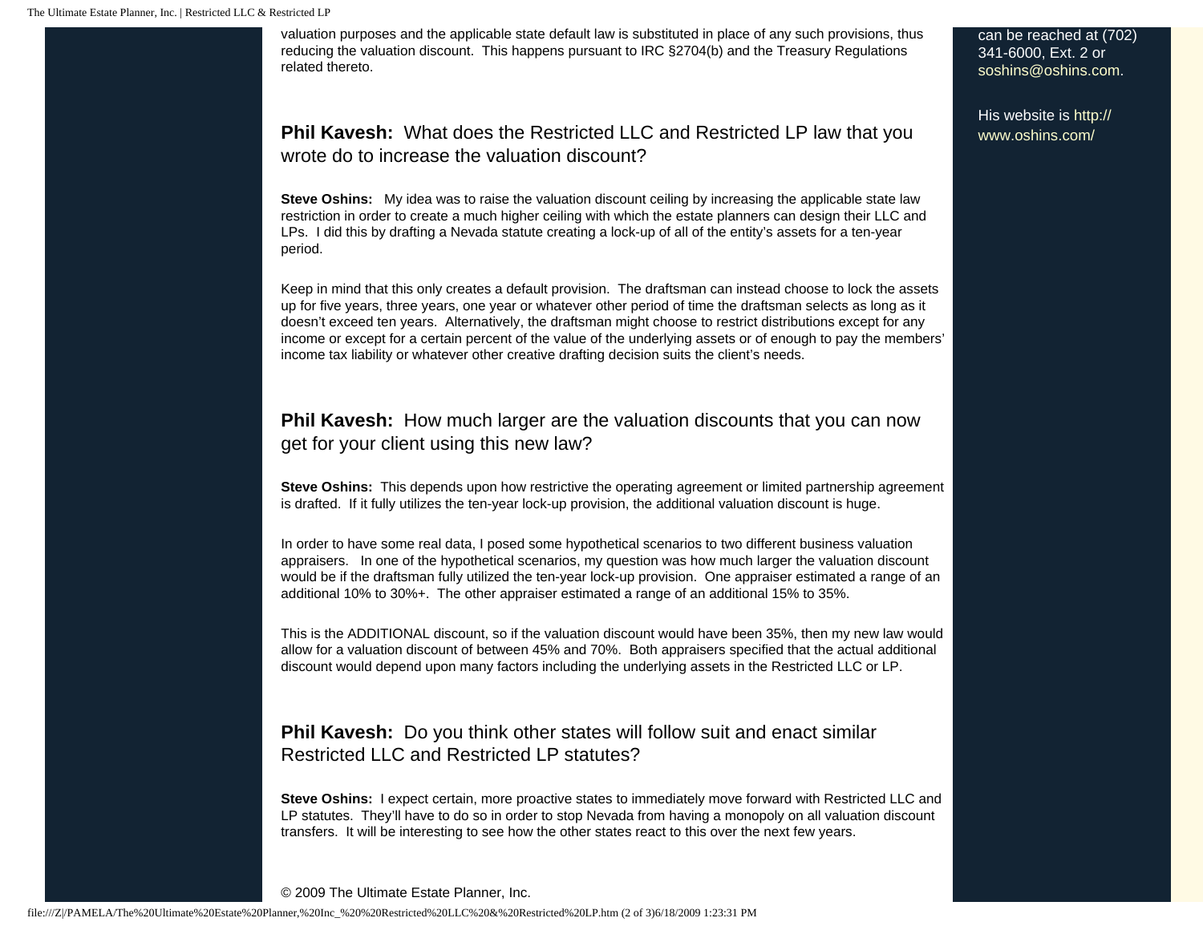valuation purposes and the applicable state default law is substituted in place of any such provisions, thus reducing the valuation discount. This happens pursuant to IRC §2704(b) and the Treasury Regulations related thereto.

**Phil Kavesh:** What does the Restricted LLC and Restricted LP law that you wrote do to increase the valuation discount?

**Steve Oshins:** My idea was to raise the valuation discount ceiling by increasing the applicable state law restriction in order to create a much higher ceiling with which the estate planners can design their LLC and LPs. I did this by drafting a Nevada statute creating a lock-up of all of the entity's assets for a ten-year period.

Keep in mind that this only creates a default provision. The draftsman can instead choose to lock the assets up for five years, three years, one year or whatever other period of time the draftsman selects as long as it doesn't exceed ten years. Alternatively, the draftsman might choose to restrict distributions except for any income or except for a certain percent of the value of the underlying assets or of enough to pay the members' income tax liability or whatever other creative drafting decision suits the client's needs.

**Phil Kavesh:** How much larger are the valuation discounts that you can now get for your client using this new law?

**Steve Oshins:** This depends upon how restrictive the operating agreement or limited partnership agreement is drafted. If it fully utilizes the ten-year lock-up provision, the additional valuation discount is huge.

In order to have some real data, I posed some hypothetical scenarios to two different business valuation appraisers. In one of the hypothetical scenarios, my question was how much larger the valuation discount would be if the draftsman fully utilized the ten-year lock-up provision. One appraiser estimated a range of an additional 10% to 30%+. The other appraiser estimated a range of an additional 15% to 35%.

This is the ADDITIONAL discount, so if the valuation discount would have been 35%, then my new law would allow for a valuation discount of between 45% and 70%. Both appraisers specified that the actual additional discount would depend upon many factors including the underlying assets in the Restricted LLC or LP.

**Phil Kavesh:** Do you think other states will follow suit and enact similar Restricted LLC and Restricted LP statutes?

**Steve Oshins:** I expect certain, more proactive states to immediately move forward with Restricted LLC and LP statutes. They'll have to do so in order to stop Nevada from having a monopoly on all valuation discount transfers. It will be interesting to see how the other states react to this over the next few years.

© 2009 The Ultimate Estate Planner, Inc.

can be reached at (702) 341-6000, Ext. 2 or soshins@oshins.com.

His website is http://www.oshins.com/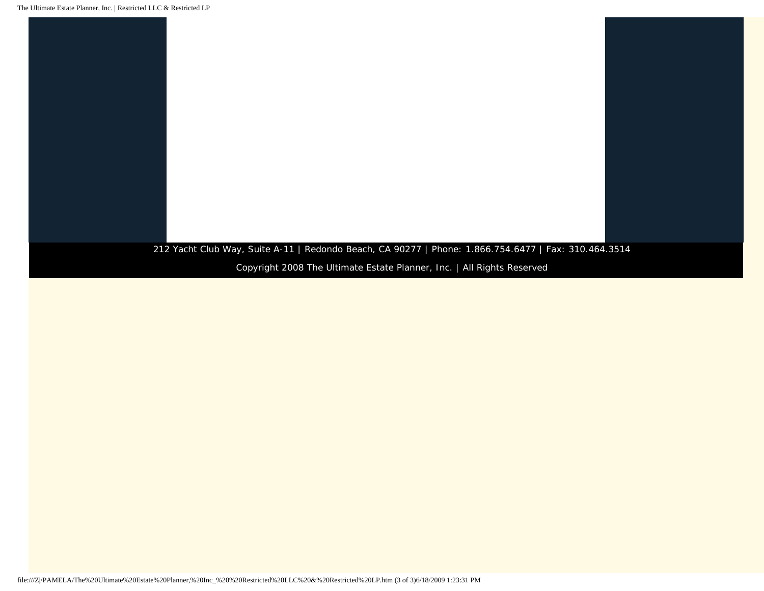212 Yacht Club Way, Suite A-11 | Redondo Beach, CA 90277 | Phone: 1.866.754.6477 | Fax: 310.464.3514

Copyright 2008 The Ultimate Estate Planner, Inc. | All Rights Reserved